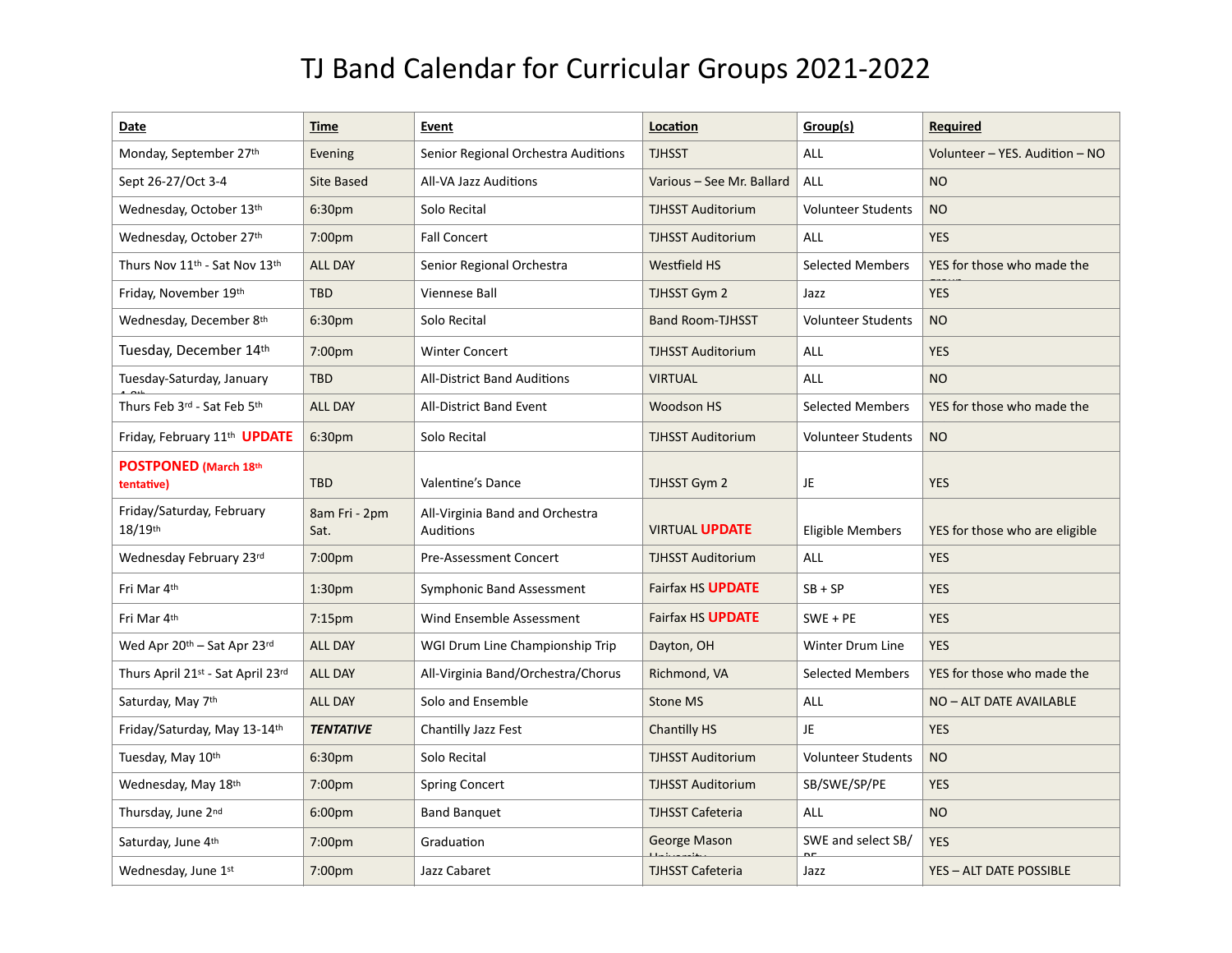# TJ Band Calendar for Curricular Groups 2021-2022

| **Date** | **Time** | **Event** | **Location** | **Group(s)** | **Required** |
|---|---|---|---|---|---|
| Monday, September 27th | Evening | Senior Regional Orchestra Auditions | TJHSST | ALL | Volunteer – YES. Audition – NO |
| Sept 26-27/Oct 3-4 | Site Based | All-VA Jazz Auditions | Various – See Mr. Ballard | ALL | NO |
| Wednesday, October 13th | 6:30pm | Solo Recital | TJHSST Auditorium | Volunteer Students | NO |
| Wednesday, October 27th | 7:00pm | Fall Concert | TJHSST Auditorium | ALL | YES |
| Thurs Nov 11th - Sat Nov 13th | ALL DAY | Senior Regional Orchestra | Westfield HS | Selected Members | YES for those who made the group |
| Friday, November 19th | TBD | Viennese Ball | TJHSST Gym 2 | Jazz | YES |
| Wednesday, December 8th | 6:30pm | Solo Recital | Band Room-TJHSST | Volunteer Students | NO |
| Tuesday, December 14th | 7:00pm | Winter Concert | TJHSST Auditorium | ALL | YES |
| Tuesday-Saturday, January 4-8th | TBD | All-District Band Auditions | VIRTUAL | ALL | NO |
| Thurs Feb 3rd - Sat Feb 5th | ALL DAY | All-District Band Event | Woodson HS | Selected Members | YES for those who made the group |
| Friday, February 11th **UPDATE** | 6:30pm | Solo Recital | TJHSST Auditorium | Volunteer Students | NO |
| **POSTPONED (March 18th tentative)** | TBD | Valentine's Dance | TJHSST Gym 2 | JE | YES |
| Friday/Saturday, February 18/19th | 8am Fri - 2pm Sat. | All-Virginia Band and Orchestra Auditions | VIRTUAL **UPDATE** | Eligible Members | YES for those who are eligible |
| Wednesday February 23rd | 7:00pm | Pre-Assessment Concert | TJHSST Auditorium | ALL | YES |
| Fri Mar 4th | 1:30pm | Symphonic Band Assessment | Fairfax HS **UPDATE** | SB + SP | YES |
| Fri Mar 4th | 7:15pm | Wind Ensemble Assessment | Fairfax HS **UPDATE** | SWE + PE | YES |
| Wed Apr 20th – Sat Apr 23rd | ALL DAY | WGI Drum Line Championship Trip | Dayton, OH | Winter Drum Line | YES |
| Thurs April 21st - Sat April 23rd | ALL DAY | All-Virginia Band/Orchestra/Chorus | Richmond, VA | Selected Members | YES for those who made the group |
| Saturday, May 7th | ALL DAY | Solo and Ensemble | Stone MS | ALL | NO – ALT DATE AVAILABLE |
| Friday/Saturday, May 13-14th | ***TENTATIVE*** | Chantilly Jazz Fest | Chantilly HS | JE | YES |
| Tuesday, May 10th | 6:30pm | Solo Recital | TJHSST Auditorium | Volunteer Students | NO |
| Wednesday, May 18th | 7:00pm | Spring Concert | TJHSST Auditorium | SB/SWE/SP/PE | YES |
| Thursday, June 2nd | 6:00pm | Band Banquet | TJHSST Cafeteria | ALL | NO |
| Saturday, June 4th | 7:00pm | Graduation | George Mason University | SWE and select SB/PE | YES |
| Wednesday, June 1st | 7:00pm | Jazz Cabaret | TJHSST Cafeteria | Jazz | YES – ALT DATE POSSIBLE |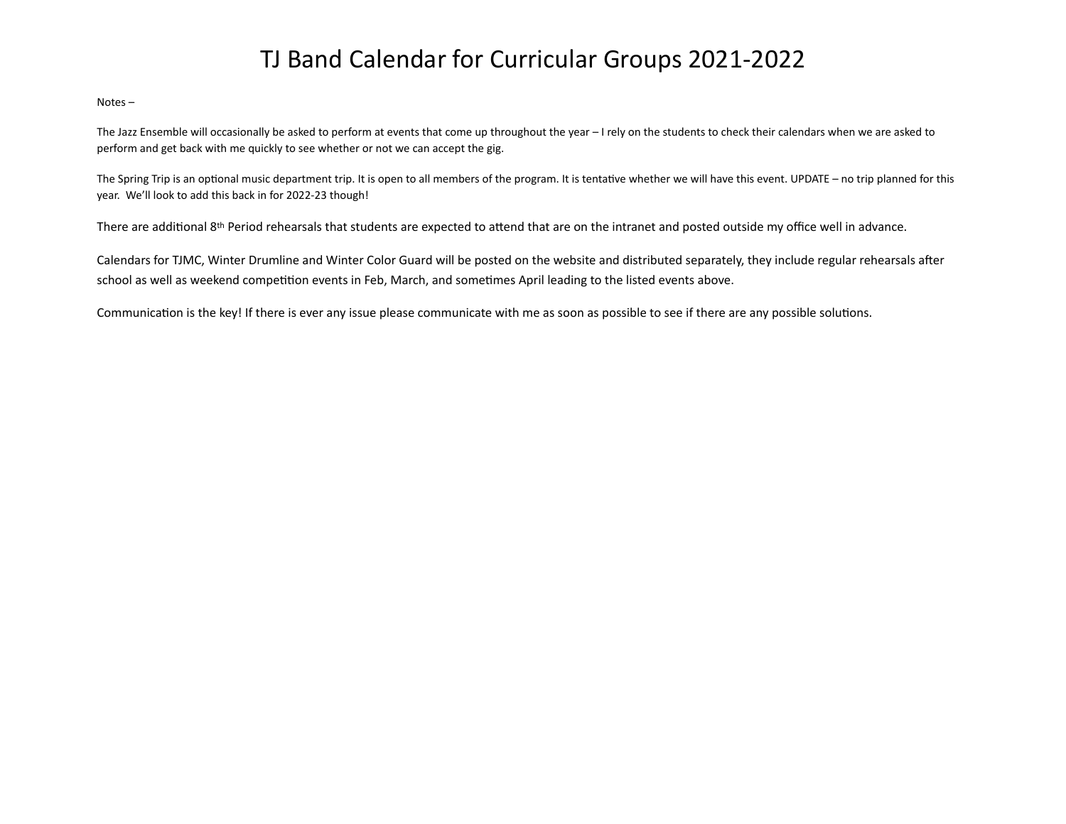# TJ Band Calendar for Curricular Groups 2021-2022

Notes –

The Jazz Ensemble will occasionally be asked to perform at events that come up throughout the year – I rely on the students to check their calendars when we are asked to perform and get back with me quickly to see whether or not we can accept the gig.

The Spring Trip is an optional music department trip. It is open to all members of the program. It is tentative whether we will have this event. UPDATE – no trip planned for this year. We'll look to add this back in for 2022-23 though!

There are additional 8th Period rehearsals that students are expected to attend that are on the intranet and posted outside my office well in advance.

Calendars for TJMC, Winter Drumline and Winter Color Guard will be posted on the website and distributed separately, they include regular rehearsals after school as well as weekend competition events in Feb, March, and sometimes April leading to the listed events above.

Communication is the key! If there is ever any issue please communicate with me as soon as possible to see if there are any possible solutions.